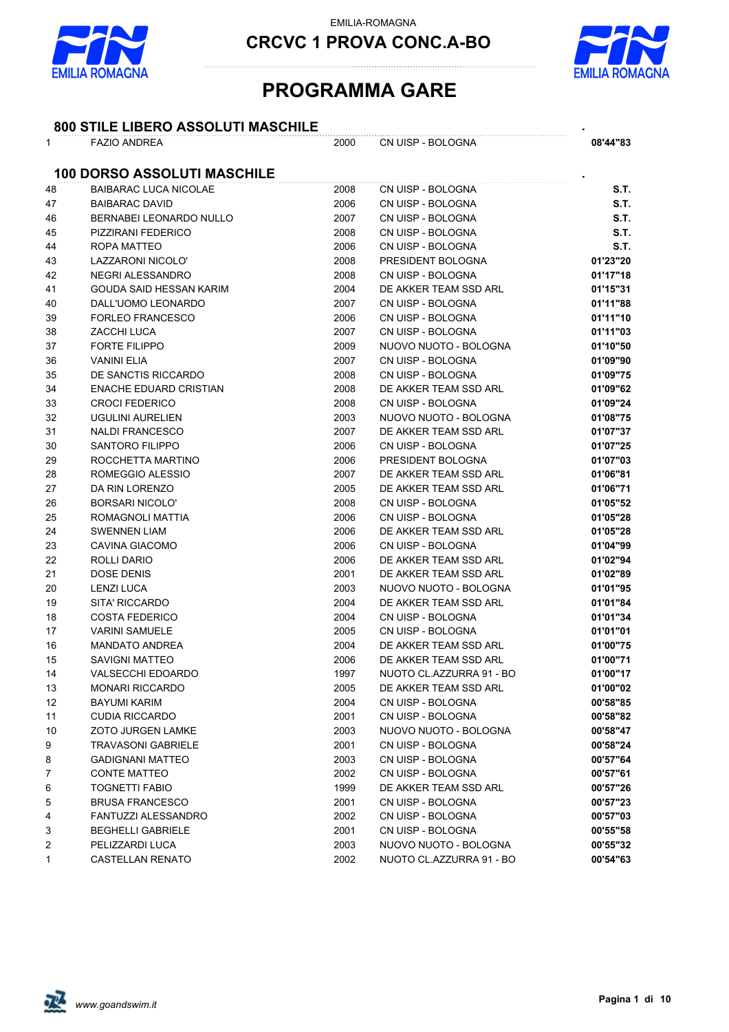EMILIA-ROMAGNA

# CRCVC 1 PROVA CONC.A-BO

# PROGRAMMA GARE

## 800 STILE LIBERO ASSOLUTI MASCHILE

| | | | | |
|---|---|---|---|---|
| 1 | FAZIO ANDREA | 2000 | CN UISP - BOLOGNA | 08'44"83 |

## 100 DORSO ASSOLUTI MASCHILE

| | | | | |
|---|---|---|---|---|
| 48 | BAIBARAC LUCA NICOLAE | 2008 | CN UISP - BOLOGNA | S.T. |
| 47 | BAIBARAC DAVID | 2006 | CN UISP - BOLOGNA | S.T. |
| 46 | BERNABEI LEONARDO NULLO | 2007 | CN UISP - BOLOGNA | S.T. |
| 45 | PIZZIRANI FEDERICO | 2008 | CN UISP - BOLOGNA | S.T. |
| 44 | ROPA MATTEO | 2006 | CN UISP - BOLOGNA | S.T. |
| 43 | LAZZARONI NICOLO' | 2008 | PRESIDENT BOLOGNA | 01'23"20 |
| 42 | NEGRI ALESSANDRO | 2008 | CN UISP - BOLOGNA | 01'17"18 |
| 41 | GOUDA SAID HESSAN KARIM | 2004 | DE AKKER TEAM SSD ARL | 01'15"31 |
| 40 | DALL'UOMO LEONARDO | 2007 | CN UISP - BOLOGNA | 01'11"88 |
| 39 | FORLEO FRANCESCO | 2006 | CN UISP - BOLOGNA | 01'11"10 |
| 38 | ZACCHI LUCA | 2007 | CN UISP - BOLOGNA | 01'11"03 |
| 37 | FORTE FILIPPO | 2009 | NUOVO NUOTO - BOLOGNA | 01'10"50 |
| 36 | VANINI ELIA | 2007 | CN UISP - BOLOGNA | 01'09"90 |
| 35 | DE SANCTIS RICCARDO | 2008 | CN UISP - BOLOGNA | 01'09"75 |
| 34 | ENACHE EDUARD CRISTIAN | 2008 | DE AKKER TEAM SSD ARL | 01'09"62 |
| 33 | CROCI FEDERICO | 2008 | CN UISP - BOLOGNA | 01'09"24 |
| 32 | UGULINI AURELIEN | 2003 | NUOVO NUOTO - BOLOGNA | 01'08"75 |
| 31 | NALDI FRANCESCO | 2007 | DE AKKER TEAM SSD ARL | 01'07"37 |
| 30 | SANTORO FILIPPO | 2006 | CN UISP - BOLOGNA | 01'07"25 |
| 29 | ROCCHETTA MARTINO | 2006 | PRESIDENT BOLOGNA | 01'07"03 |
| 28 | ROMEGGIO ALESSIO | 2007 | DE AKKER TEAM SSD ARL | 01'06"81 |
| 27 | DA RIN LORENZO | 2005 | DE AKKER TEAM SSD ARL | 01'06"71 |
| 26 | BORSARI NICOLO' | 2008 | CN UISP - BOLOGNA | 01'05"52 |
| 25 | ROMAGNOLI MATTIA | 2006 | CN UISP - BOLOGNA | 01'05"28 |
| 24 | SWENNEN LIAM | 2006 | DE AKKER TEAM SSD ARL | 01'05"28 |
| 23 | CAVINA GIACOMO | 2006 | CN UISP - BOLOGNA | 01'04"99 |
| 22 | ROLLI DARIO | 2006 | DE AKKER TEAM SSD ARL | 01'02"94 |
| 21 | DOSE DENIS | 2001 | DE AKKER TEAM SSD ARL | 01'02"89 |
| 20 | LENZI LUCA | 2003 | NUOVO NUOTO - BOLOGNA | 01'01"95 |
| 19 | SITA' RICCARDO | 2004 | DE AKKER TEAM SSD ARL | 01'01"84 |
| 18 | COSTA FEDERICO | 2004 | CN UISP - BOLOGNA | 01'01"34 |
| 17 | VARINI SAMUELE | 2005 | CN UISP - BOLOGNA | 01'01"01 |
| 16 | MANDATO ANDREA | 2004 | DE AKKER TEAM SSD ARL | 01'00"75 |
| 15 | SAVIGNI MATTEO | 2006 | DE AKKER TEAM SSD ARL | 01'00"71 |
| 14 | VALSECCHI EDOARDO | 1997 | NUOTO CL.AZZURRA 91 - BO | 01'00"17 |
| 13 | MONARI RICCARDO | 2005 | DE AKKER TEAM SSD ARL | 01'00"02 |
| 12 | BAYUMI KARIM | 2004 | CN UISP - BOLOGNA | 00'58"85 |
| 11 | CUDIA RICCARDO | 2001 | CN UISP - BOLOGNA | 00'58"82 |
| 10 | ZOTO JURGEN LAMKE | 2003 | NUOVO NUOTO - BOLOGNA | 00'58"47 |
| 9 | TRAVASONI GABRIELE | 2001 | CN UISP - BOLOGNA | 00'58"24 |
| 8 | GADIGNANI MATTEO | 2003 | CN UISP - BOLOGNA | 00'57"64 |
| 7 | CONTE MATTEO | 2002 | CN UISP - BOLOGNA | 00'57"61 |
| 6 | TOGNETTI FABIO | 1999 | DE AKKER TEAM SSD ARL | 00'57"26 |
| 5 | BRUSA FRANCESCO | 2001 | CN UISP - BOLOGNA | 00'57"23 |
| 4 | FANTUZZI ALESSANDRO | 2002 | CN UISP - BOLOGNA | 00'57"03 |
| 3 | BEGHELLI GABRIELE | 2001 | CN UISP - BOLOGNA | 00'55"58 |
| 2 | PELIZZARDI LUCA | 2003 | NUOVO NUOTO - BOLOGNA | 00'55"32 |
| 1 | CASTELLAN RENATO | 2002 | NUOTO CL.AZZURRA 91 - BO | 00'54"63 |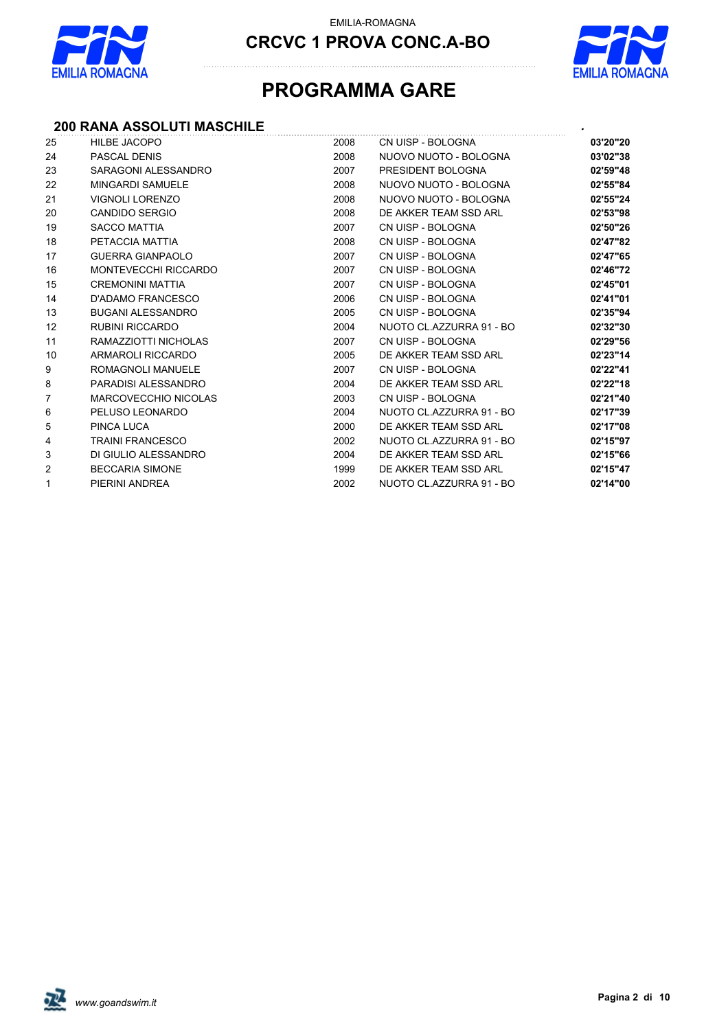EMILIA-ROMAGNA

**CRCVC 1 PROVA CONC.A-BO**

# PROGRAMMA GARE

## 200 RANA ASSOLUTI MASCHILE

| | | | | |
|---|---|---|---|---|
| 25 | HILBE JACOPO | 2008 | CN UISP - BOLOGNA | **03'20"20** |
| 24 | PASCAL DENIS | 2008 | NUOVO NUOTO - BOLOGNA | **03'02"38** |
| 23 | SARAGONI ALESSANDRO | 2007 | PRESIDENT BOLOGNA | **02'59"48** |
| 22 | MINGARDI SAMUELE | 2008 | NUOVO NUOTO - BOLOGNA | **02'55"84** |
| 21 | VIGNOLI LORENZO | 2008 | NUOVO NUOTO - BOLOGNA | **02'55"24** |
| 20 | CANDIDO SERGIO | 2008 | DE AKKER TEAM SSD ARL | **02'53"98** |
| 19 | SACCO MATTIA | 2007 | CN UISP - BOLOGNA | **02'50"26** |
| 18 | PETACCIA MATTIA | 2008 | CN UISP - BOLOGNA | **02'47"82** |
| 17 | GUERRA GIANPAOLO | 2007 | CN UISP - BOLOGNA | **02'47"65** |
| 16 | MONTEVECCHI RICCARDO | 2007 | CN UISP - BOLOGNA | **02'46"72** |
| 15 | CREMONINI MATTIA | 2007 | CN UISP - BOLOGNA | **02'45"01** |
| 14 | D'ADAMO FRANCESCO | 2006 | CN UISP - BOLOGNA | **02'41"01** |
| 13 | BUGANI ALESSANDRO | 2005 | CN UISP - BOLOGNA | **02'35"94** |
| 12 | RUBINI RICCARDO | 2004 | NUOTO CL.AZZURRA 91 - BO | **02'32"30** |
| 11 | RAMAZZIOTTI NICHOLAS | 2007 | CN UISP - BOLOGNA | **02'29"56** |
| 10 | ARMAROLI RICCARDO | 2005 | DE AKKER TEAM SSD ARL | **02'23"14** |
| 9 | ROMAGNOLI MANUELE | 2007 | CN UISP - BOLOGNA | **02'22"41** |
| 8 | PARADISI ALESSANDRO | 2004 | DE AKKER TEAM SSD ARL | **02'22"18** |
| 7 | MARCOVECCHIO NICOLAS | 2003 | CN UISP - BOLOGNA | **02'21"40** |
| 6 | PELUSO LEONARDO | 2004 | NUOTO CL.AZZURRA 91 - BO | **02'17"39** |
| 5 | PINCA LUCA | 2000 | DE AKKER TEAM SSD ARL | **02'17"08** |
| 4 | TRAINI FRANCESCO | 2002 | NUOTO CL.AZZURRA 91 - BO | **02'15"97** |
| 3 | DI GIULIO ALESSANDRO | 2004 | DE AKKER TEAM SSD ARL | **02'15"66** |
| 2 | BECCARIA SIMONE | 1999 | DE AKKER TEAM SSD ARL | **02'15"47** |
| 1 | PIERINI ANDREA | 2002 | NUOTO CL.AZZURRA 91 - BO | **02'14"00** |

*www.goandswim.it*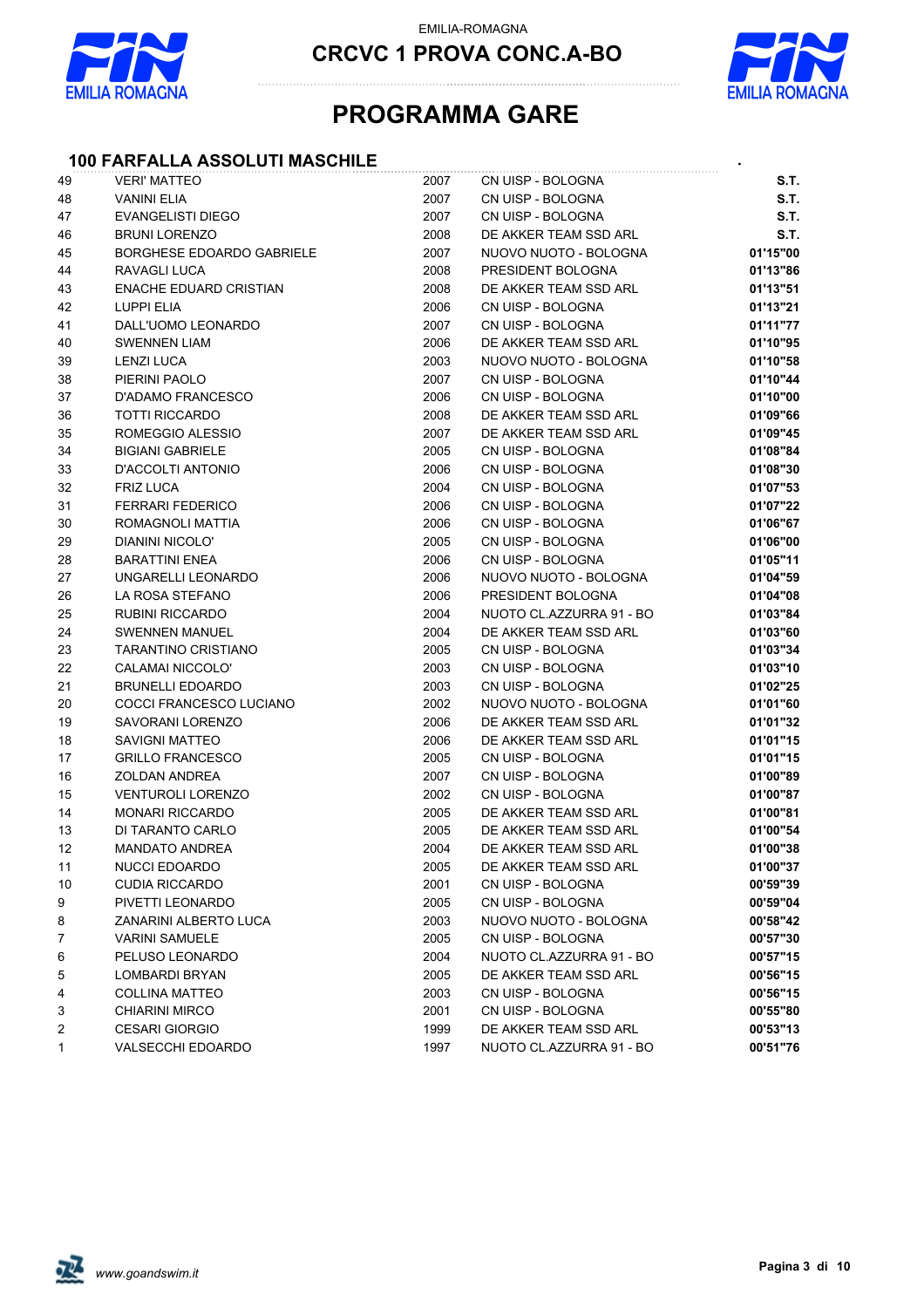EMILIA-ROMAGNA

## CRCVC 1 PROVA CONC.A-BO

# PROGRAMMA GARE

### 100 FARFALLA ASSOLUTI MASCHILE

| | | | | |
|---|---|---|---|---|
| 49 | VERI' MATTEO | 2007 | CN UISP - BOLOGNA | **S.T.** |
| 48 | VANINI ELIA | 2007 | CN UISP - BOLOGNA | **S.T.** |
| 47 | EVANGELISTI DIEGO | 2007 | CN UISP - BOLOGNA | **S.T.** |
| 46 | BRUNI LORENZO | 2008 | DE AKKER TEAM SSD ARL | **S.T.** |
| 45 | BORGHESE EDOARDO GABRIELE | 2007 | NUOVO NUOTO - BOLOGNA | **01'15"00** |
| 44 | RAVAGLI LUCA | 2008 | PRESIDENT BOLOGNA | **01'13"86** |
| 43 | ENACHE EDUARD CRISTIAN | 2008 | DE AKKER TEAM SSD ARL | **01'13"51** |
| 42 | LUPPI ELIA | 2006 | CN UISP - BOLOGNA | **01'13"21** |
| 41 | DALL'UOMO LEONARDO | 2007 | CN UISP - BOLOGNA | **01'11"77** |
| 40 | SWENNEN LIAM | 2006 | DE AKKER TEAM SSD ARL | **01'10"95** |
| 39 | LENZI LUCA | 2003 | NUOVO NUOTO - BOLOGNA | **01'10"58** |
| 38 | PIERINI PAOLO | 2007 | CN UISP - BOLOGNA | **01'10"44** |
| 37 | D'ADAMO FRANCESCO | 2006 | CN UISP - BOLOGNA | **01'10"00** |
| 36 | TOTTI RICCARDO | 2008 | DE AKKER TEAM SSD ARL | **01'09"66** |
| 35 | ROMEGGIO ALESSIO | 2007 | DE AKKER TEAM SSD ARL | **01'09"45** |
| 34 | BIGIANI GABRIELE | 2005 | CN UISP - BOLOGNA | **01'08"84** |
| 33 | D'ACCOLTI ANTONIO | 2006 | CN UISP - BOLOGNA | **01'08"30** |
| 32 | FRIZ LUCA | 2004 | CN UISP - BOLOGNA | **01'07"53** |
| 31 | FERRARI FEDERICO | 2006 | CN UISP - BOLOGNA | **01'07"22** |
| 30 | ROMAGNOLI MATTIA | 2006 | CN UISP - BOLOGNA | **01'06"67** |
| 29 | DIANINI NICOLO' | 2005 | CN UISP - BOLOGNA | **01'06"00** |
| 28 | BARATTINI ENEA | 2006 | CN UISP - BOLOGNA | **01'05"11** |
| 27 | UNGARELLI LEONARDO | 2006 | NUOVO NUOTO - BOLOGNA | **01'04"59** |
| 26 | LA ROSA STEFANO | 2006 | PRESIDENT BOLOGNA | **01'04"08** |
| 25 | RUBINI RICCARDO | 2004 | NUOTO CL.AZZURRA 91 - BO | **01'03"84** |
| 24 | SWENNEN MANUEL | 2004 | DE AKKER TEAM SSD ARL | **01'03"60** |
| 23 | TARANTINO CRISTIANO | 2005 | CN UISP - BOLOGNA | **01'03"34** |
| 22 | CALAMAI NICCOLO' | 2003 | CN UISP - BOLOGNA | **01'03"10** |
| 21 | BRUNELLI EDOARDO | 2003 | CN UISP - BOLOGNA | **01'02"25** |
| 20 | COCCI FRANCESCO LUCIANO | 2002 | NUOVO NUOTO - BOLOGNA | **01'01"60** |
| 19 | SAVORANI LORENZO | 2006 | DE AKKER TEAM SSD ARL | **01'01"32** |
| 18 | SAVIGNI MATTEO | 2006 | DE AKKER TEAM SSD ARL | **01'01"15** |
| 17 | GRILLO FRANCESCO | 2005 | CN UISP - BOLOGNA | **01'01"15** |
| 16 | ZOLDAN ANDREA | 2007 | CN UISP - BOLOGNA | **01'00"89** |
| 15 | VENTUROLI LORENZO | 2002 | CN UISP - BOLOGNA | **01'00"87** |
| 14 | MONARI RICCARDO | 2005 | DE AKKER TEAM SSD ARL | **01'00"81** |
| 13 | DI TARANTO CARLO | 2005 | DE AKKER TEAM SSD ARL | **01'00"54** |
| 12 | MANDATO ANDREA | 2004 | DE AKKER TEAM SSD ARL | **01'00"38** |
| 11 | NUCCI EDOARDO | 2005 | DE AKKER TEAM SSD ARL | **01'00"37** |
| 10 | CUDIA RICCARDO | 2001 | CN UISP - BOLOGNA | **00'59"39** |
| 9 | PIVETTI LEONARDO | 2005 | CN UISP - BOLOGNA | **00'59"04** |
| 8 | ZANARINI ALBERTO LUCA | 2003 | NUOVO NUOTO - BOLOGNA | **00'58"42** |
| 7 | VARINI SAMUELE | 2005 | CN UISP - BOLOGNA | **00'57"30** |
| 6 | PELUSO LEONARDO | 2004 | NUOTO CL.AZZURRA 91 - BO | **00'57"15** |
| 5 | LOMBARDI BRYAN | 2005 | DE AKKER TEAM SSD ARL | **00'56"15** |
| 4 | COLLINA MATTEO | 2003 | CN UISP - BOLOGNA | **00'56"15** |
| 3 | CHIARINI MIRCO | 2001 | CN UISP - BOLOGNA | **00'55"80** |
| 2 | CESARI GIORGIO | 1999 | DE AKKER TEAM SSD ARL | **00'53"13** |
| 1 | VALSECCHI EDOARDO | 1997 | NUOTO CL.AZZURRA 91 - BO | **00'51"76** |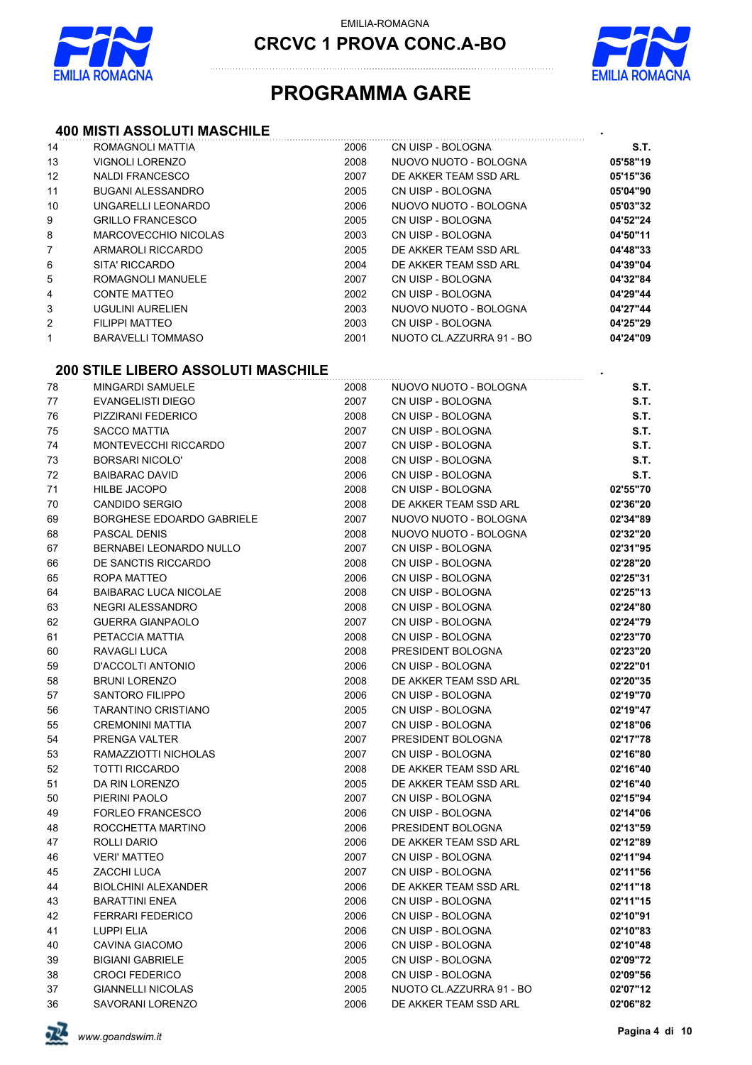EMILIA-ROMAGNA

# CRCVC 1 PROVA CONC.A-BO

# PROGRAMMA GARE

## 400 MISTI ASSOLUTI MASCHILE

| | | | | |
|---|---|---|---|---|
| 14 | ROMAGNOLI MATTIA | 2006 | CN UISP - BOLOGNA | **S.T.** |
| 13 | VIGNOLI LORENZO | 2008 | NUOVO NUOTO - BOLOGNA | **05'58"19** |
| 12 | NALDI FRANCESCO | 2007 | DE AKKER TEAM SSD ARL | **05'15"36** |
| 11 | BUGANI ALESSANDRO | 2005 | CN UISP - BOLOGNA | **05'04"90** |
| 10 | UNGARELLI LEONARDO | 2006 | NUOVO NUOTO - BOLOGNA | **05'03"32** |
| 9 | GRILLO FRANCESCO | 2005 | CN UISP - BOLOGNA | **04'52"24** |
| 8 | MARCOVECCHIO NICOLAS | 2003 | CN UISP - BOLOGNA | **04'50"11** |
| 7 | ARMAROLI RICCARDO | 2005 | DE AKKER TEAM SSD ARL | **04'48"33** |
| 6 | SITA' RICCARDO | 2004 | DE AKKER TEAM SSD ARL | **04'39"04** |
| 5 | ROMAGNOLI MANUELE | 2007 | CN UISP - BOLOGNA | **04'32"84** |
| 4 | CONTE MATTEO | 2002 | CN UISP - BOLOGNA | **04'29"44** |
| 3 | UGULINI AURELIEN | 2003 | NUOVO NUOTO - BOLOGNA | **04'27"44** |
| 2 | FILIPPI MATTEO | 2003 | CN UISP - BOLOGNA | **04'25"29** |
| 1 | BARAVELLI TOMMASO | 2001 | NUOTO CL.AZZURRA 91 - BO | **04'24"09** |

## 200 STILE LIBERO ASSOLUTI MASCHILE

| | | | | |
|---|---|---|---|---|
| 78 | MINGARDI SAMUELE | 2008 | NUOVO NUOTO - BOLOGNA | **S.T.** |
| 77 | EVANGELISTI DIEGO | 2007 | CN UISP - BOLOGNA | **S.T.** |
| 76 | PIZZIRANI FEDERICO | 2008 | CN UISP - BOLOGNA | **S.T.** |
| 75 | SACCO MATTIA | 2007 | CN UISP - BOLOGNA | **S.T.** |
| 74 | MONTEVECCHI RICCARDO | 2007 | CN UISP - BOLOGNA | **S.T.** |
| 73 | BORSARI NICOLO' | 2008 | CN UISP - BOLOGNA | **S.T.** |
| 72 | BAIBARAC DAVID | 2006 | CN UISP - BOLOGNA | **S.T.** |
| 71 | HILBE JACOPO | 2008 | CN UISP - BOLOGNA | **02'55"70** |
| 70 | CANDIDO SERGIO | 2008 | DE AKKER TEAM SSD ARL | **02'36"20** |
| 69 | BORGHESE EDOARDO GABRIELE | 2007 | NUOVO NUOTO - BOLOGNA | **02'34"89** |
| 68 | PASCAL DENIS | 2008 | NUOVO NUOTO - BOLOGNA | **02'32"20** |
| 67 | BERNABEI LEONARDO NULLO | 2007 | CN UISP - BOLOGNA | **02'31"95** |
| 66 | DE SANCTIS RICCARDO | 2008 | CN UISP - BOLOGNA | **02'28"20** |
| 65 | ROPA MATTEO | 2006 | CN UISP - BOLOGNA | **02'25"31** |
| 64 | BAIBARAC LUCA NICOLAE | 2008 | CN UISP - BOLOGNA | **02'25"13** |
| 63 | NEGRI ALESSANDRO | 2008 | CN UISP - BOLOGNA | **02'24"80** |
| 62 | GUERRA GIANPAOLO | 2007 | CN UISP - BOLOGNA | **02'24"79** |
| 61 | PETACCIA MATTIA | 2008 | CN UISP - BOLOGNA | **02'23"70** |
| 60 | RAVAGLI LUCA | 2008 | PRESIDENT BOLOGNA | **02'23"20** |
| 59 | D'ACCOLTI ANTONIO | 2006 | CN UISP - BOLOGNA | **02'22"01** |
| 58 | BRUNI LORENZO | 2008 | DE AKKER TEAM SSD ARL | **02'20"35** |
| 57 | SANTORO FILIPPO | 2006 | CN UISP - BOLOGNA | **02'19"70** |
| 56 | TARANTINO CRISTIANO | 2005 | CN UISP - BOLOGNA | **02'19"47** |
| 55 | CREMONINI MATTIA | 2007 | CN UISP - BOLOGNA | **02'18"06** |
| 54 | PRENGA VALTER | 2007 | PRESIDENT BOLOGNA | **02'17"78** |
| 53 | RAMAZZIOTTI NICHOLAS | 2007 | CN UISP - BOLOGNA | **02'16"80** |
| 52 | TOTTI RICCARDO | 2008 | DE AKKER TEAM SSD ARL | **02'16"40** |
| 51 | DA RIN LORENZO | 2005 | DE AKKER TEAM SSD ARL | **02'16"40** |
| 50 | PIERINI PAOLO | 2007 | CN UISP - BOLOGNA | **02'15"94** |
| 49 | FORLEO FRANCESCO | 2006 | CN UISP - BOLOGNA | **02'14"06** |
| 48 | ROCCHETTA MARTINO | 2006 | PRESIDENT BOLOGNA | **02'13"59** |
| 47 | ROLLI DARIO | 2006 | DE AKKER TEAM SSD ARL | **02'12"89** |
| 46 | VERI' MATTEO | 2007 | CN UISP - BOLOGNA | **02'11"94** |
| 45 | ZACCHI LUCA | 2007 | CN UISP - BOLOGNA | **02'11"56** |
| 44 | BIOLCHINI ALEXANDER | 2006 | DE AKKER TEAM SSD ARL | **02'11"18** |
| 43 | BARATTINI ENEA | 2006 | CN UISP - BOLOGNA | **02'11"15** |
| 42 | FERRARI FEDERICO | 2006 | CN UISP - BOLOGNA | **02'10"91** |
| 41 | LUPPI ELIA | 2006 | CN UISP - BOLOGNA | **02'10"83** |
| 40 | CAVINA GIACOMO | 2006 | CN UISP - BOLOGNA | **02'10"48** |
| 39 | BIGIANI GABRIELE | 2005 | CN UISP - BOLOGNA | **02'09"72** |
| 38 | CROCI FEDERICO | 2008 | CN UISP - BOLOGNA | **02'09"56** |
| 37 | GIANNELLI NICOLAS | 2005 | NUOTO CL.AZZURRA 91 - BO | **02'07"12** |
| 36 | SAVORANI LORENZO | 2006 | DE AKKER TEAM SSD ARL | **02'06"82** |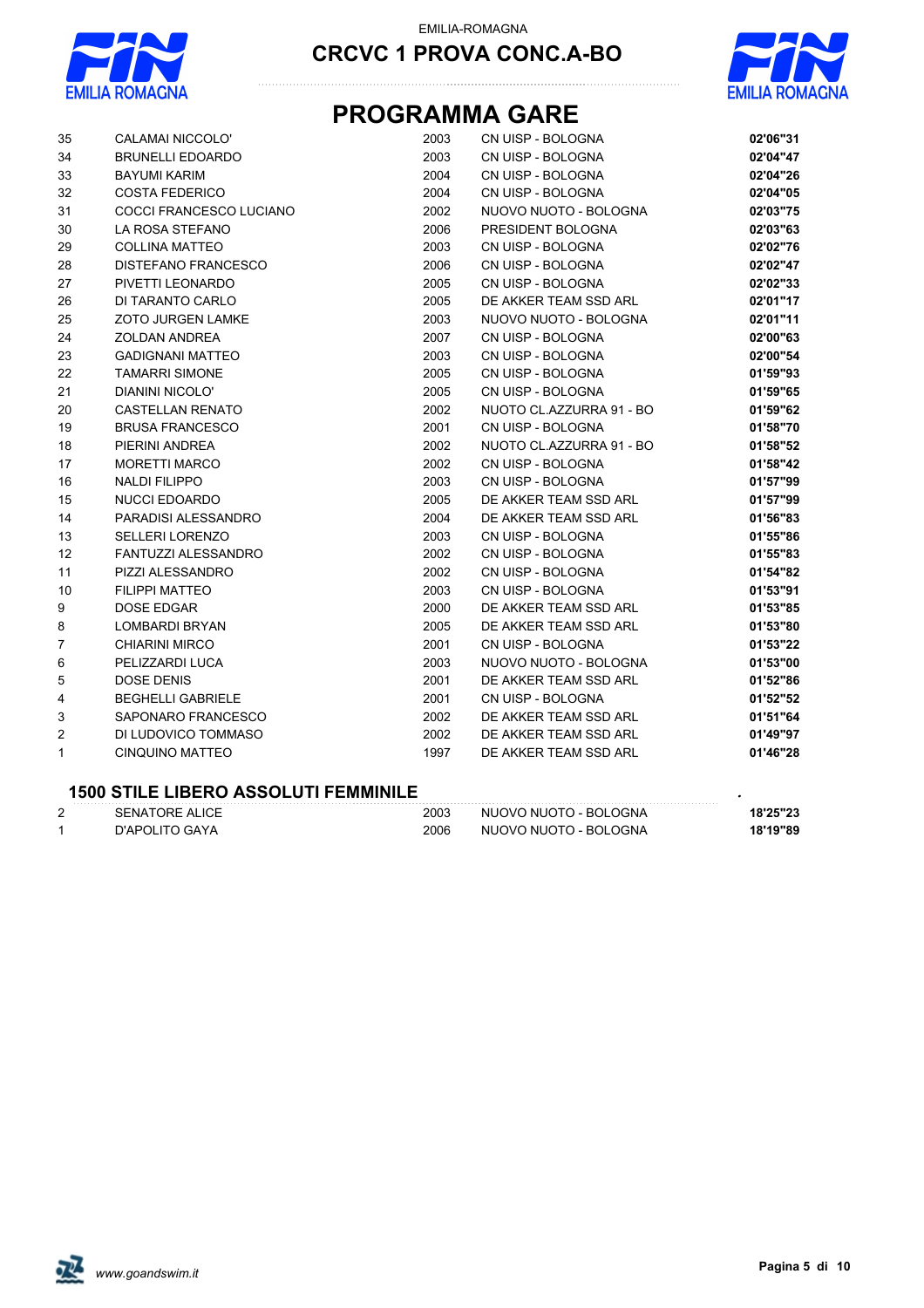EMILIA-ROMAGNA

## CRCVC 1 PROVA CONC.A-BO

# PROGRAMMA GARE

| | | | | |
|---|---|---|---|---|
| 35 | CALAMAI NICCOLO' | 2003 | CN UISP - BOLOGNA | **02'06"31** |
| 34 | BRUNELLI EDOARDO | 2003 | CN UISP - BOLOGNA | **02'04"47** |
| 33 | BAYUMI KARIM | 2004 | CN UISP - BOLOGNA | **02'04"26** |
| 32 | COSTA FEDERICO | 2004 | CN UISP - BOLOGNA | **02'04"05** |
| 31 | COCCI FRANCESCO LUCIANO | 2002 | NUOVO NUOTO - BOLOGNA | **02'03"75** |
| 30 | LA ROSA STEFANO | 2006 | PRESIDENT BOLOGNA | **02'03"63** |
| 29 | COLLINA MATTEO | 2003 | CN UISP - BOLOGNA | **02'02"76** |
| 28 | DISTEFANO FRANCESCO | 2006 | CN UISP - BOLOGNA | **02'02"47** |
| 27 | PIVETTI LEONARDO | 2005 | CN UISP - BOLOGNA | **02'02"33** |
| 26 | DI TARANTO CARLO | 2005 | DE AKKER TEAM SSD ARL | **02'01"17** |
| 25 | ZOTO JURGEN LAMKE | 2003 | NUOVO NUOTO - BOLOGNA | **02'01"11** |
| 24 | ZOLDAN ANDREA | 2007 | CN UISP - BOLOGNA | **02'00"63** |
| 23 | GADIGNANI MATTEO | 2003 | CN UISP - BOLOGNA | **02'00"54** |
| 22 | TAMARRI SIMONE | 2005 | CN UISP - BOLOGNA | **01'59"93** |
| 21 | DIANINI NICOLO' | 2005 | CN UISP - BOLOGNA | **01'59"65** |
| 20 | CASTELLAN RENATO | 2002 | NUOTO CL.AZZURRA 91 - BO | **01'59"62** |
| 19 | BRUSA FRANCESCO | 2001 | CN UISP - BOLOGNA | **01'58"70** |
| 18 | PIERINI ANDREA | 2002 | NUOTO CL.AZZURRA 91 - BO | **01'58"52** |
| 17 | MORETTI MARCO | 2002 | CN UISP - BOLOGNA | **01'58"42** |
| 16 | NALDI FILIPPO | 2003 | CN UISP - BOLOGNA | **01'57"99** |
| 15 | NUCCI EDOARDO | 2005 | DE AKKER TEAM SSD ARL | **01'57"99** |
| 14 | PARADISI ALESSANDRO | 2004 | DE AKKER TEAM SSD ARL | **01'56"83** |
| 13 | SELLERI LORENZO | 2003 | CN UISP - BOLOGNA | **01'55"86** |
| 12 | FANTUZZI ALESSANDRO | 2002 | CN UISP - BOLOGNA | **01'55"83** |
| 11 | PIZZI ALESSANDRO | 2002 | CN UISP - BOLOGNA | **01'54"82** |
| 10 | FILIPPI MATTEO | 2003 | CN UISP - BOLOGNA | **01'53"91** |
| 9 | DOSE EDGAR | 2000 | DE AKKER TEAM SSD ARL | **01'53"85** |
| 8 | LOMBARDI BRYAN | 2005 | DE AKKER TEAM SSD ARL | **01'53"80** |
| 7 | CHIARINI MIRCO | 2001 | CN UISP - BOLOGNA | **01'53"22** |
| 6 | PELIZZARDI LUCA | 2003 | NUOVO NUOTO - BOLOGNA | **01'53"00** |
| 5 | DOSE DENIS | 2001 | DE AKKER TEAM SSD ARL | **01'52"86** |
| 4 | BEGHELLI GABRIELE | 2001 | CN UISP - BOLOGNA | **01'52"52** |
| 3 | SAPONARO FRANCESCO | 2002 | DE AKKER TEAM SSD ARL | **01'51"64** |
| 2 | DI LUDOVICO TOMMASO | 2002 | DE AKKER TEAM SSD ARL | **01'49"97** |
| 1 | CINQUINO MATTEO | 1997 | DE AKKER TEAM SSD ARL | **01'46"28** |

### 1500 STILE LIBERO ASSOLUTI FEMMINILE

| | | | | |
|---|---|---|---|---|
| 2 | SENATORE ALICE | 2003 | NUOVO NUOTO - BOLOGNA | **18'25"23** |
| 1 | D'APOLITO GAYA | 2006 | NUOVO NUOTO - BOLOGNA | **18'19"89** |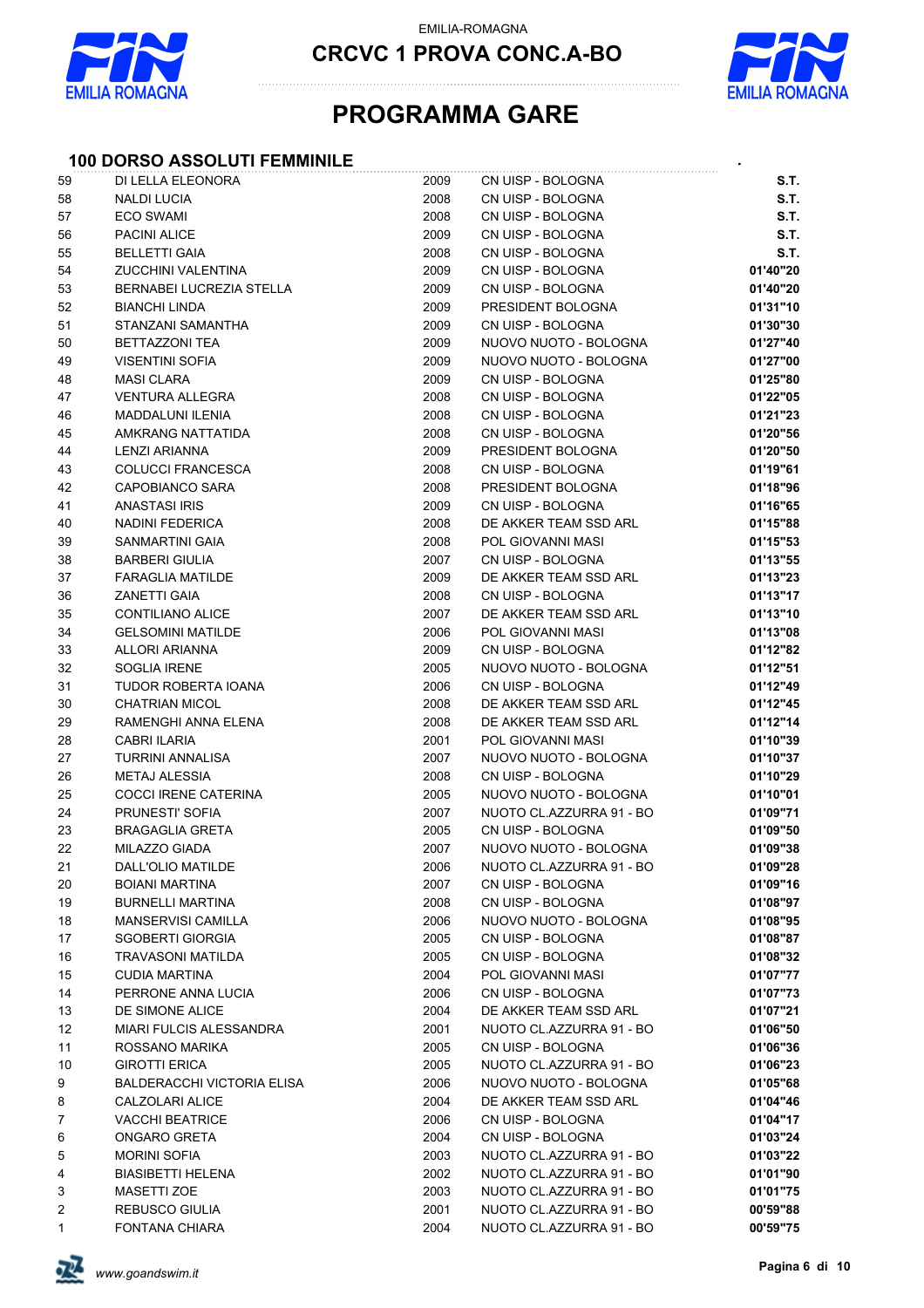EMILIA-ROMAGNA

**CRCVC 1 PROVA CONC.A-BO**

# PROGRAMMA GARE

## 100 DORSO ASSOLUTI FEMMINILE

| | | | | |
|---|---|---|---|---|
| 59 | DI LELLA ELEONORA | 2009 | CN UISP - BOLOGNA | **S.T.** |
| 58 | NALDI LUCIA | 2008 | CN UISP - BOLOGNA | **S.T.** |
| 57 | ECO SWAMI | 2008 | CN UISP - BOLOGNA | **S.T.** |
| 56 | PACINI ALICE | 2009 | CN UISP - BOLOGNA | **S.T.** |
| 55 | BELLETTI GAIA | 2008 | CN UISP - BOLOGNA | **S.T.** |
| 54 | ZUCCHINI VALENTINA | 2009 | CN UISP - BOLOGNA | **01'40"20** |
| 53 | BERNABEI LUCREZIA STELLA | 2009 | CN UISP - BOLOGNA | **01'40"20** |
| 52 | BIANCHI LINDA | 2009 | PRESIDENT BOLOGNA | **01'31"10** |
| 51 | STANZANI SAMANTHA | 2009 | CN UISP - BOLOGNA | **01'30"30** |
| 50 | BETTAZZONI TEA | 2009 | NUOVO NUOTO - BOLOGNA | **01'27"40** |
| 49 | VISENTINI SOFIA | 2009 | NUOVO NUOTO - BOLOGNA | **01'27"00** |
| 48 | MASI CLARA | 2009 | CN UISP - BOLOGNA | **01'25"80** |
| 47 | VENTURA ALLEGRA | 2008 | CN UISP - BOLOGNA | **01'22"05** |
| 46 | MADDALUNI ILENIA | 2008 | CN UISP - BOLOGNA | **01'21"23** |
| 45 | AMKRANG NATTATIDA | 2008 | CN UISP - BOLOGNA | **01'20"56** |
| 44 | LENZI ARIANNA | 2009 | PRESIDENT BOLOGNA | **01'20"50** |
| 43 | COLUCCI FRANCESCA | 2008 | CN UISP - BOLOGNA | **01'19"61** |
| 42 | CAPOBIANCO SARA | 2008 | PRESIDENT BOLOGNA | **01'18"96** |
| 41 | ANASTASI IRIS | 2009 | CN UISP - BOLOGNA | **01'16"65** |
| 40 | NADINI FEDERICA | 2008 | DE AKKER TEAM SSD ARL | **01'15"88** |
| 39 | SANMARTINI GAIA | 2008 | POL GIOVANNI MASI | **01'15"53** |
| 38 | BARBERI GIULIA | 2007 | CN UISP - BOLOGNA | **01'13"55** |
| 37 | FARAGLIA MATILDE | 2009 | DE AKKER TEAM SSD ARL | **01'13"23** |
| 36 | ZANETTI GAIA | 2008 | CN UISP - BOLOGNA | **01'13"17** |
| 35 | CONTILIANO ALICE | 2007 | DE AKKER TEAM SSD ARL | **01'13"10** |
| 34 | GELSOMINI MATILDE | 2006 | POL GIOVANNI MASI | **01'13"08** |
| 33 | ALLORI ARIANNA | 2009 | CN UISP - BOLOGNA | **01'12"82** |
| 32 | SOGLIA IRENE | 2005 | NUOVO NUOTO - BOLOGNA | **01'12"51** |
| 31 | TUDOR ROBERTA IOANA | 2006 | CN UISP - BOLOGNA | **01'12"49** |
| 30 | CHATRIAN MICOL | 2008 | DE AKKER TEAM SSD ARL | **01'12"45** |
| 29 | RAMENGHI ANNA ELENA | 2008 | DE AKKER TEAM SSD ARL | **01'12"14** |
| 28 | CABRI ILARIA | 2001 | POL GIOVANNI MASI | **01'10"39** |
| 27 | TURRINI ANNALISA | 2007 | NUOVO NUOTO - BOLOGNA | **01'10"37** |
| 26 | METAJ ALESSIA | 2008 | CN UISP - BOLOGNA | **01'10"29** |
| 25 | COCCI IRENE CATERINA | 2005 | NUOVO NUOTO - BOLOGNA | **01'10"01** |
| 24 | PRUNESTI' SOFIA | 2007 | NUOTO CL.AZZURRA 91 - BO | **01'09"71** |
| 23 | BRAGAGLIA GRETA | 2005 | CN UISP - BOLOGNA | **01'09"50** |
| 22 | MILAZZO GIADA | 2007 | NUOVO NUOTO - BOLOGNA | **01'09"38** |
| 21 | DALL'OLIO MATILDE | 2006 | NUOTO CL.AZZURRA 91 - BO | **01'09"28** |
| 20 | BOIANI MARTINA | 2007 | CN UISP - BOLOGNA | **01'09"16** |
| 19 | BURNELLI MARTINA | 2008 | CN UISP - BOLOGNA | **01'08"97** |
| 18 | MANSERVISI CAMILLA | 2006 | NUOVO NUOTO - BOLOGNA | **01'08"95** |
| 17 | SGOBERTI GIORGIA | 2005 | CN UISP - BOLOGNA | **01'08"87** |
| 16 | TRAVASONI MATILDA | 2005 | CN UISP - BOLOGNA | **01'08"32** |
| 15 | CUDIA MARTINA | 2004 | POL GIOVANNI MASI | **01'07"77** |
| 14 | PERRONE ANNA LUCIA | 2006 | CN UISP - BOLOGNA | **01'07"73** |
| 13 | DE SIMONE ALICE | 2004 | DE AKKER TEAM SSD ARL | **01'07"21** |
| 12 | MIARI FULCIS ALESSANDRA | 2001 | NUOTO CL.AZZURRA 91 - BO | **01'06"50** |
| 11 | ROSSANO MARIKA | 2005 | CN UISP - BOLOGNA | **01'06"36** |
| 10 | GIROTTI ERICA | 2005 | NUOTO CL.AZZURRA 91 - BO | **01'06"23** |
| 9 | BALDERACCHI VICTORIA ELISA | 2006 | NUOVO NUOTO - BOLOGNA | **01'05"68** |
| 8 | CALZOLARI ALICE | 2004 | DE AKKER TEAM SSD ARL | **01'04"46** |
| 7 | VACCHI BEATRICE | 2006 | CN UISP - BOLOGNA | **01'04"17** |
| 6 | ONGARO GRETA | 2004 | CN UISP - BOLOGNA | **01'03"24** |
| 5 | MORINI SOFIA | 2003 | NUOTO CL.AZZURRA 91 - BO | **01'03"22** |
| 4 | BIASIBETTI HELENA | 2002 | NUOTO CL.AZZURRA 91 - BO | **01'01"90** |
| 3 | MASETTI ZOE | 2003 | NUOTO CL.AZZURRA 91 - BO | **01'01"75** |
| 2 | REBUSCO GIULIA | 2001 | NUOTO CL.AZZURRA 91 - BO | **00'59"88** |
| 1 | FONTANA CHIARA | 2004 | NUOTO CL.AZZURRA 91 - BO | **00'59"75** |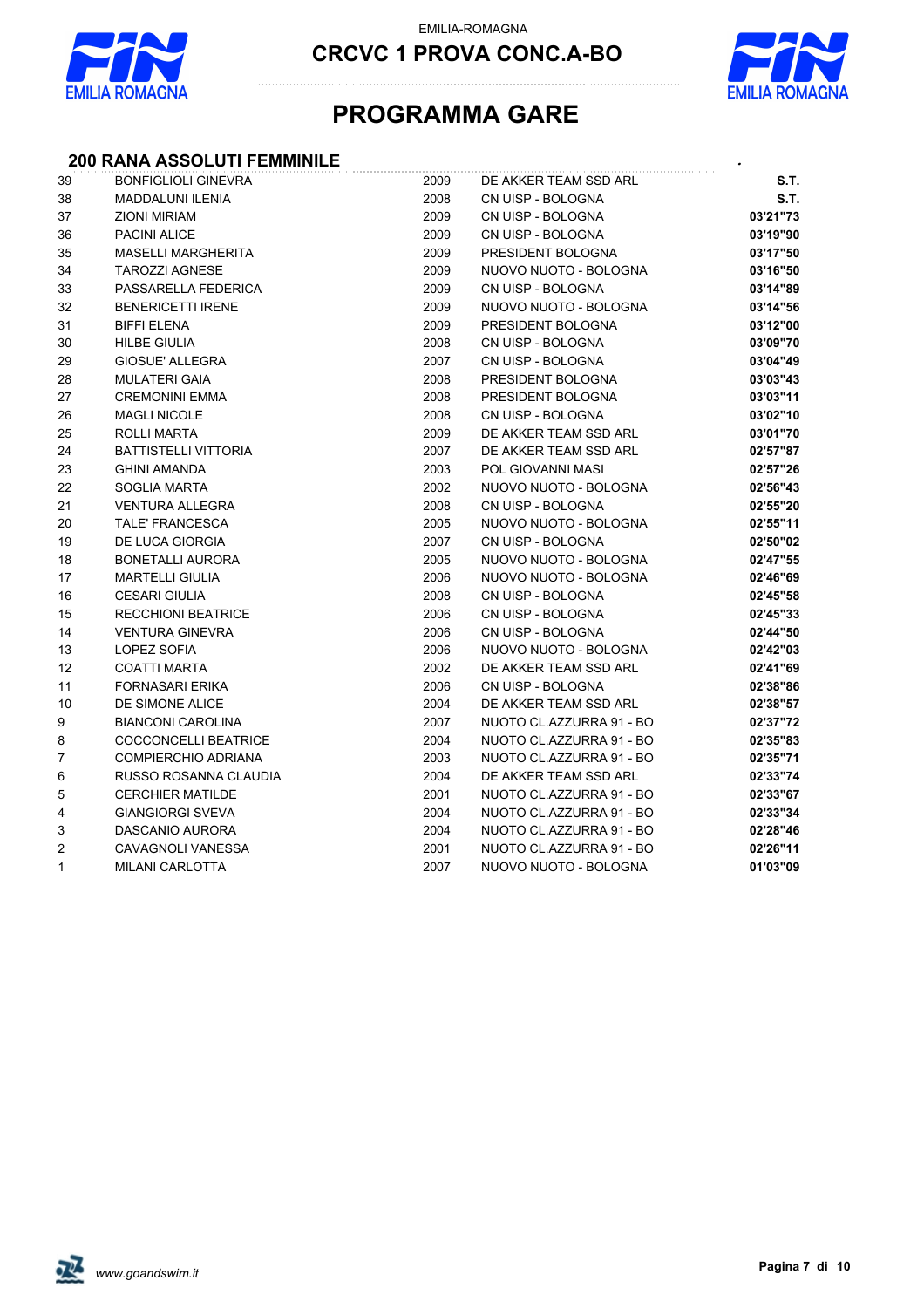EMILIA-ROMAGNA

## CRCVC 1 PROVA CONC.A-BO

# PROGRAMMA GARE

### 200 RANA ASSOLUTI FEMMINILE

| | | | | |
|---|---|---|---|---|
| 39 | BONFIGLIOLI GINEVRA | 2009 | DE AKKER TEAM SSD ARL | **S.T.** |
| 38 | MADDALUNI ILENIA | 2008 | CN UISP - BOLOGNA | **S.T.** |
| 37 | ZIONI MIRIAM | 2009 | CN UISP - BOLOGNA | **03'21"73** |
| 36 | PACINI ALICE | 2009 | CN UISP - BOLOGNA | **03'19"90** |
| 35 | MASELLI MARGHERITA | 2009 | PRESIDENT BOLOGNA | **03'17"50** |
| 34 | TAROZZI AGNESE | 2009 | NUOVO NUOTO - BOLOGNA | **03'16"50** |
| 33 | PASSARELLA FEDERICA | 2009 | CN UISP - BOLOGNA | **03'14"89** |
| 32 | BENERICETTI IRENE | 2009 | NUOVO NUOTO - BOLOGNA | **03'14"56** |
| 31 | BIFFI ELENA | 2009 | PRESIDENT BOLOGNA | **03'12"00** |
| 30 | HILBE GIULIA | 2008 | CN UISP - BOLOGNA | **03'09"70** |
| 29 | GIOSUE' ALLEGRA | 2007 | CN UISP - BOLOGNA | **03'04"49** |
| 28 | MULATERI GAIA | 2008 | PRESIDENT BOLOGNA | **03'03"43** |
| 27 | CREMONINI EMMA | 2008 | PRESIDENT BOLOGNA | **03'03"11** |
| 26 | MAGLI NICOLE | 2008 | CN UISP - BOLOGNA | **03'02"10** |
| 25 | ROLLI MARTA | 2009 | DE AKKER TEAM SSD ARL | **03'01"70** |
| 24 | BATTISTELLI VITTORIA | 2007 | DE AKKER TEAM SSD ARL | **02'57"87** |
| 23 | GHINI AMANDA | 2003 | POL GIOVANNI MASI | **02'57"26** |
| 22 | SOGLIA MARTA | 2002 | NUOVO NUOTO - BOLOGNA | **02'56"43** |
| 21 | VENTURA ALLEGRA | 2008 | CN UISP - BOLOGNA | **02'55"20** |
| 20 | TALE' FRANCESCA | 2005 | NUOVO NUOTO - BOLOGNA | **02'55"11** |
| 19 | DE LUCA GIORGIA | 2007 | CN UISP - BOLOGNA | **02'50"02** |
| 18 | BONETALLI AURORA | 2005 | NUOVO NUOTO - BOLOGNA | **02'47"55** |
| 17 | MARTELLI GIULIA | 2006 | NUOVO NUOTO - BOLOGNA | **02'46"69** |
| 16 | CESARI GIULIA | 2008 | CN UISP - BOLOGNA | **02'45"58** |
| 15 | RECCHIONI BEATRICE | 2006 | CN UISP - BOLOGNA | **02'45"33** |
| 14 | VENTURA GINEVRA | 2006 | CN UISP - BOLOGNA | **02'44"50** |
| 13 | LOPEZ SOFIA | 2006 | NUOVO NUOTO - BOLOGNA | **02'42"03** |
| 12 | COATTI MARTA | 2002 | DE AKKER TEAM SSD ARL | **02'41"69** |
| 11 | FORNASARI ERIKA | 2006 | CN UISP - BOLOGNA | **02'38"86** |
| 10 | DE SIMONE ALICE | 2004 | DE AKKER TEAM SSD ARL | **02'38"57** |
| 9 | BIANCONI CAROLINA | 2007 | NUOTO CL.AZZURRA 91 - BO | **02'37"72** |
| 8 | COCCONCELLI BEATRICE | 2004 | NUOTO CL.AZZURRA 91 - BO | **02'35"83** |
| 7 | COMPIERCHIO ADRIANA | 2003 | NUOTO CL.AZZURRA 91 - BO | **02'35"71** |
| 6 | RUSSO ROSANNA CLAUDIA | 2004 | DE AKKER TEAM SSD ARL | **02'33"74** |
| 5 | CERCHIER MATILDE | 2001 | NUOTO CL.AZZURRA 91 - BO | **02'33"67** |
| 4 | GIANGIORGI SVEVA | 2004 | NUOTO CL.AZZURRA 91 - BO | **02'33"34** |
| 3 | DASCANIO AURORA | 2004 | NUOTO CL.AZZURRA 91 - BO | **02'28"46** |
| 2 | CAVAGNOLI VANESSA | 2001 | NUOTO CL.AZZURRA 91 - BO | **02'26"11** |
| 1 | MILANI CARLOTTA | 2007 | NUOVO NUOTO - BOLOGNA | **01'03"09** |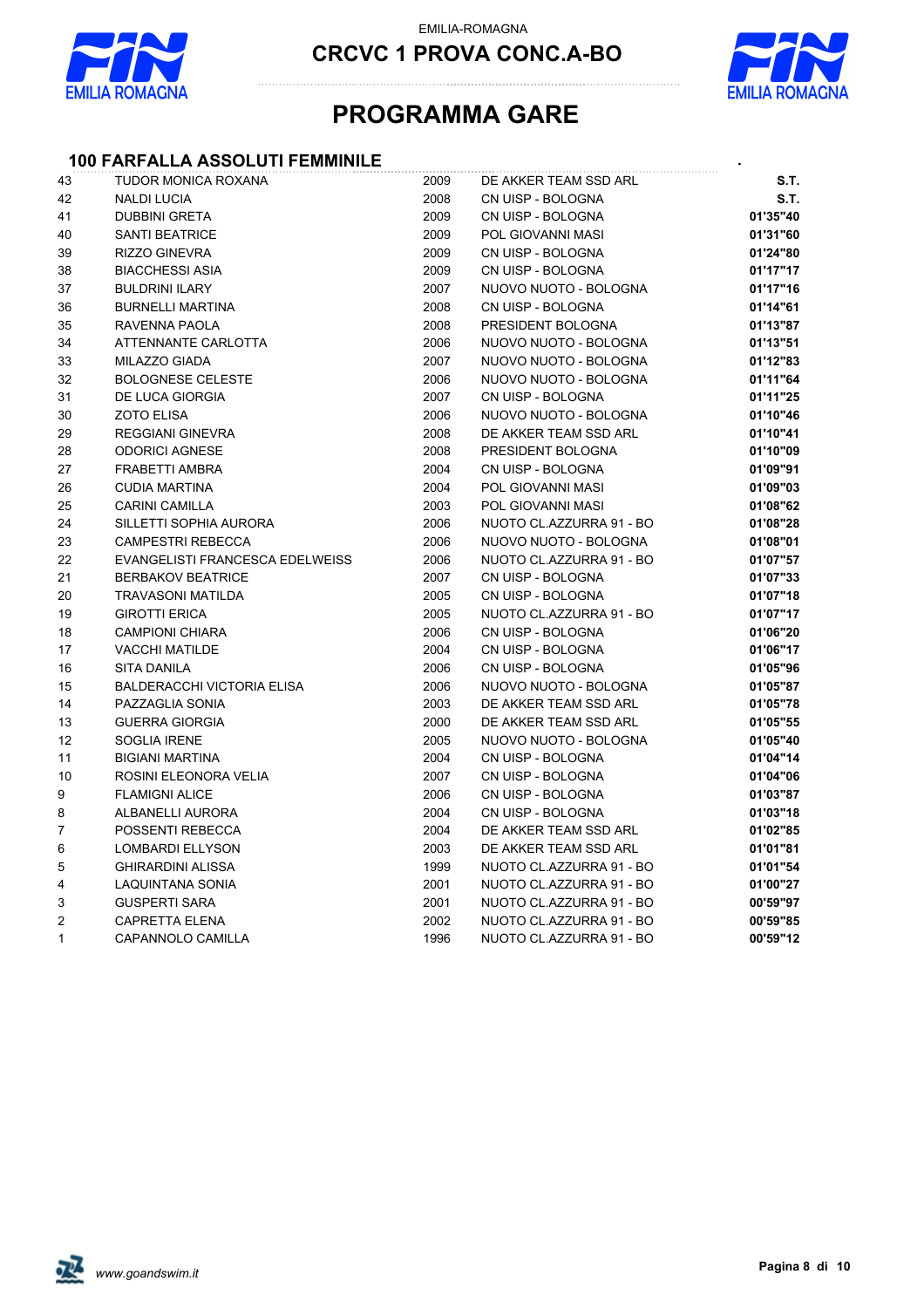EMILIA-ROMAGNA

## CRCVC 1 PROVA CONC.A-BO

# PROGRAMMA GARE

### 100 FARFALLA ASSOLUTI FEMMINILE

| | | | | |
|---|---|---|---|---|
| 43 | TUDOR MONICA ROXANA | 2009 | DE AKKER TEAM SSD ARL | **S.T.** |
| 42 | NALDI LUCIA | 2008 | CN UISP - BOLOGNA | **S.T.** |
| 41 | DUBBINI GRETA | 2009 | CN UISP - BOLOGNA | **01'35"40** |
| 40 | SANTI BEATRICE | 2009 | POL GIOVANNI MASI | **01'31"60** |
| 39 | RIZZO GINEVRA | 2009 | CN UISP - BOLOGNA | **01'24"80** |
| 38 | BIACCHESSI ASIA | 2009 | CN UISP - BOLOGNA | **01'17"17** |
| 37 | BULDRINI ILARY | 2007 | NUOVO NUOTO - BOLOGNA | **01'17"16** |
| 36 | BURNELLI MARTINA | 2008 | CN UISP - BOLOGNA | **01'14"61** |
| 35 | RAVENNA PAOLA | 2008 | PRESIDENT BOLOGNA | **01'13"87** |
| 34 | ATTENNANTE CARLOTTA | 2006 | NUOVO NUOTO - BOLOGNA | **01'13"51** |
| 33 | MILAZZO GIADA | 2007 | NUOVO NUOTO - BOLOGNA | **01'12"83** |
| 32 | BOLOGNESE CELESTE | 2006 | NUOVO NUOTO - BOLOGNA | **01'11"64** |
| 31 | DE LUCA GIORGIA | 2007 | CN UISP - BOLOGNA | **01'11"25** |
| 30 | ZOTO ELISA | 2006 | NUOVO NUOTO - BOLOGNA | **01'10"46** |
| 29 | REGGIANI GINEVRA | 2008 | DE AKKER TEAM SSD ARL | **01'10"41** |
| 28 | ODORICI AGNESE | 2008 | PRESIDENT BOLOGNA | **01'10"09** |
| 27 | FRABETTI AMBRA | 2004 | CN UISP - BOLOGNA | **01'09"91** |
| 26 | CUDIA MARTINA | 2004 | POL GIOVANNI MASI | **01'09"03** |
| 25 | CARINI CAMILLA | 2003 | POL GIOVANNI MASI | **01'08"62** |
| 24 | SILLETTI SOPHIA AURORA | 2006 | NUOTO CL.AZZURRA 91 - BO | **01'08"28** |
| 23 | CAMPESTRI REBECCA | 2006 | NUOVO NUOTO - BOLOGNA | **01'08"01** |
| 22 | EVANGELISTI FRANCESCA EDELWEISS | 2006 | NUOTO CL.AZZURRA 91 - BO | **01'07"57** |
| 21 | BERBAKOV BEATRICE | 2007 | CN UISP - BOLOGNA | **01'07"33** |
| 20 | TRAVASONI MATILDA | 2005 | CN UISP - BOLOGNA | **01'07"18** |
| 19 | GIROTTI ERICA | 2005 | NUOTO CL.AZZURRA 91 - BO | **01'07"17** |
| 18 | CAMPIONI CHIARA | 2006 | CN UISP - BOLOGNA | **01'06"20** |
| 17 | VACCHI MATILDE | 2004 | CN UISP - BOLOGNA | **01'06"17** |
| 16 | SITA DANILA | 2006 | CN UISP - BOLOGNA | **01'05"96** |
| 15 | BALDERACCHI VICTORIA ELISA | 2006 | NUOVO NUOTO - BOLOGNA | **01'05"87** |
| 14 | PAZZAGLIA SONIA | 2003 | DE AKKER TEAM SSD ARL | **01'05"78** |
| 13 | GUERRA GIORGIA | 2000 | DE AKKER TEAM SSD ARL | **01'05"55** |
| 12 | SOGLIA IRENE | 2005 | NUOVO NUOTO - BOLOGNA | **01'05"40** |
| 11 | BIGIANI MARTINA | 2004 | CN UISP - BOLOGNA | **01'04"14** |
| 10 | ROSINI ELEONORA VELIA | 2007 | CN UISP - BOLOGNA | **01'04"06** |
| 9 | FLAMIGNI ALICE | 2006 | CN UISP - BOLOGNA | **01'03"87** |
| 8 | ALBANELLI AURORA | 2004 | CN UISP - BOLOGNA | **01'03"18** |
| 7 | POSSENTI REBECCA | 2004 | DE AKKER TEAM SSD ARL | **01'02"85** |
| 6 | LOMBARDI ELLYSON | 2003 | DE AKKER TEAM SSD ARL | **01'01"81** |
| 5 | GHIRARDINI ALISSA | 1999 | NUOTO CL.AZZURRA 91 - BO | **01'01"54** |
| 4 | LAQUINTANA SONIA | 2001 | NUOTO CL.AZZURRA 91 - BO | **01'00"27** |
| 3 | GUSPERTI SARA | 2001 | NUOTO CL.AZZURRA 91 - BO | **00'59"97** |
| 2 | CAPRETTA ELENA | 2002 | NUOTO CL.AZZURRA 91 - BO | **00'59"85** |
| 1 | CAPANNOLO CAMILLA | 1996 | NUOTO CL.AZZURRA 91 - BO | **00'59"12** |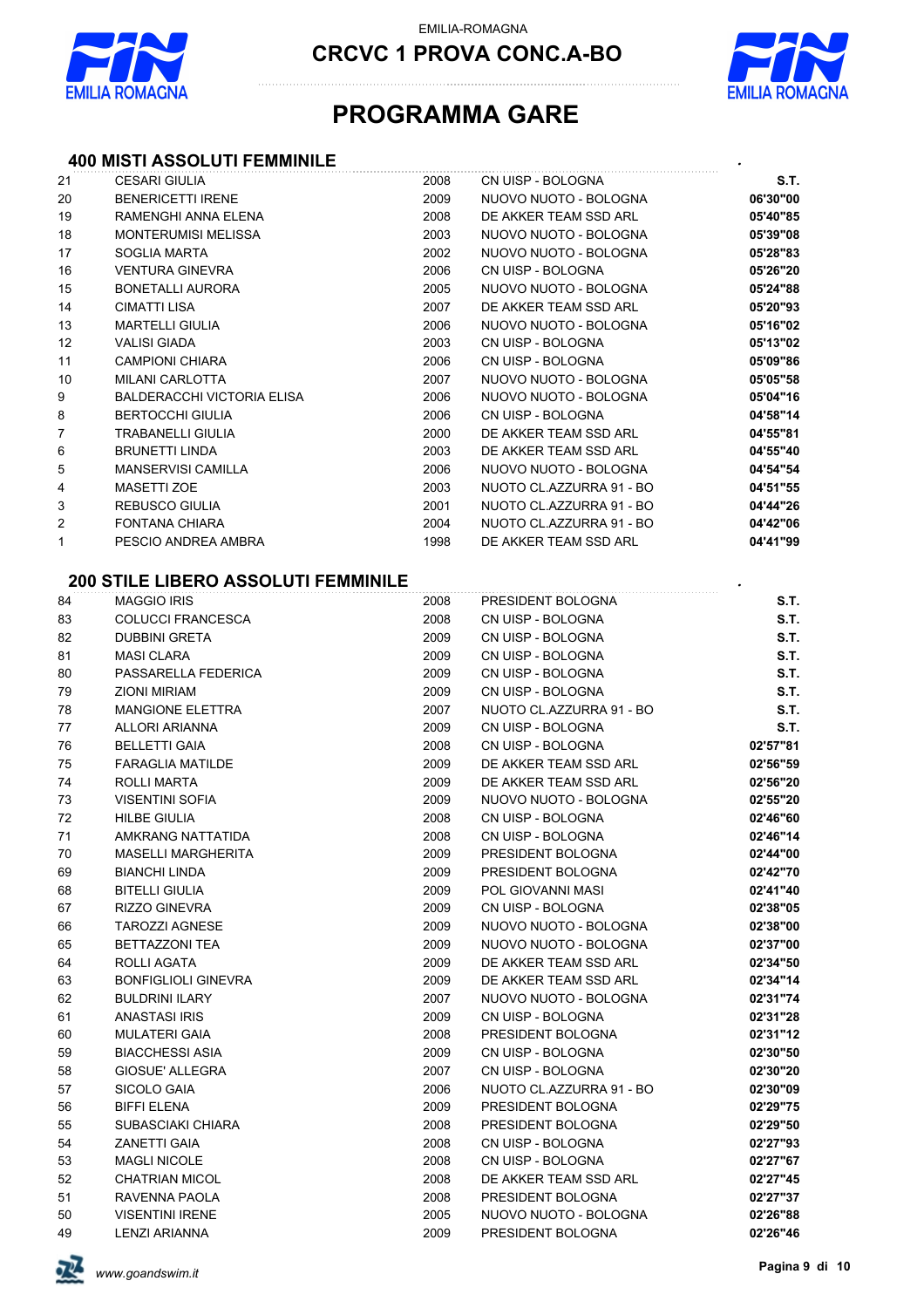EMILIA-ROMAGNA

**CRCVC 1 PROVA CONC.A-BO**

# PROGRAMMA GARE

## 400 MISTI ASSOLUTI FEMMINILE

| | | | | |
|---|---|---|---|---|
| 21 | CESARI GIULIA | 2008 | CN UISP - BOLOGNA | **S.T.** |
| 20 | BENERICETTI IRENE | 2009 | NUOVO NUOTO - BOLOGNA | **06'30"00** |
| 19 | RAMENGHI ANNA ELENA | 2008 | DE AKKER TEAM SSD ARL | **05'40"85** |
| 18 | MONTERUMISI MELISSA | 2003 | NUOVO NUOTO - BOLOGNA | **05'39"08** |
| 17 | SOGLIA MARTA | 2002 | NUOVO NUOTO - BOLOGNA | **05'28"83** |
| 16 | VENTURA GINEVRA | 2006 | CN UISP - BOLOGNA | **05'26"20** |
| 15 | BONETALLI AURORA | 2005 | NUOVO NUOTO - BOLOGNA | **05'24"88** |
| 14 | CIMATTI LISA | 2007 | DE AKKER TEAM SSD ARL | **05'20"93** |
| 13 | MARTELLI GIULIA | 2006 | NUOVO NUOTO - BOLOGNA | **05'16"02** |
| 12 | VALISI GIADA | 2003 | CN UISP - BOLOGNA | **05'13"02** |
| 11 | CAMPIONI CHIARA | 2006 | CN UISP - BOLOGNA | **05'09"86** |
| 10 | MILANI CARLOTTA | 2007 | NUOVO NUOTO - BOLOGNA | **05'05"58** |
| 9 | BALDERACCHI VICTORIA ELISA | 2006 | NUOVO NUOTO - BOLOGNA | **05'04"16** |
| 8 | BERTOCCHI GIULIA | 2006 | CN UISP - BOLOGNA | **04'58"14** |
| 7 | TRABANELLI GIULIA | 2000 | DE AKKER TEAM SSD ARL | **04'55"81** |
| 6 | BRUNETTI LINDA | 2003 | DE AKKER TEAM SSD ARL | **04'55"40** |
| 5 | MANSERVISI CAMILLA | 2006 | NUOVO NUOTO - BOLOGNA | **04'54"54** |
| 4 | MASETTI ZOE | 2003 | NUOTO CL.AZZURRA 91 - BO | **04'51"55** |
| 3 | REBUSCO GIULIA | 2001 | NUOTO CL.AZZURRA 91 - BO | **04'44"26** |
| 2 | FONTANA CHIARA | 2004 | NUOTO CL.AZZURRA 91 - BO | **04'42"06** |
| 1 | PESCIO ANDREA AMBRA | 1998 | DE AKKER TEAM SSD ARL | **04'41"99** |

## 200 STILE LIBERO ASSOLUTI FEMMINILE

| | | | | |
|---|---|---|---|---|
| 84 | MAGGIO IRIS | 2008 | PRESIDENT BOLOGNA | **S.T.** |
| 83 | COLUCCI FRANCESCA | 2008 | CN UISP - BOLOGNA | **S.T.** |
| 82 | DUBBINI GRETA | 2009 | CN UISP - BOLOGNA | **S.T.** |
| 81 | MASI CLARA | 2009 | CN UISP - BOLOGNA | **S.T.** |
| 80 | PASSARELLA FEDERICA | 2009 | CN UISP - BOLOGNA | **S.T.** |
| 79 | ZIONI MIRIAM | 2009 | CN UISP - BOLOGNA | **S.T.** |
| 78 | MANGIONE ELETTRA | 2007 | NUOTO CL.AZZURRA 91 - BO | **S.T.** |
| 77 | ALLORI ARIANNA | 2009 | CN UISP - BOLOGNA | **S.T.** |
| 76 | BELLETTI GAIA | 2008 | CN UISP - BOLOGNA | **02'57"81** |
| 75 | FARAGLIA MATILDE | 2009 | DE AKKER TEAM SSD ARL | **02'56"59** |
| 74 | ROLLI MARTA | 2009 | DE AKKER TEAM SSD ARL | **02'56"20** |
| 73 | VISENTINI SOFIA | 2009 | NUOVO NUOTO - BOLOGNA | **02'55"20** |
| 72 | HILBE GIULIA | 2008 | CN UISP - BOLOGNA | **02'46"60** |
| 71 | AMKRANG NATTATIDA | 2008 | CN UISP - BOLOGNA | **02'46"14** |
| 70 | MASELLI MARGHERITA | 2009 | PRESIDENT BOLOGNA | **02'44"00** |
| 69 | BIANCHI LINDA | 2009 | PRESIDENT BOLOGNA | **02'42"70** |
| 68 | BITELLI GIULIA | 2009 | POL GIOVANNI MASI | **02'41"40** |
| 67 | RIZZO GINEVRA | 2009 | CN UISP - BOLOGNA | **02'38"05** |
| 66 | TAROZZI AGNESE | 2009 | NUOVO NUOTO - BOLOGNA | **02'38"00** |
| 65 | BETTAZZONI TEA | 2009 | NUOVO NUOTO - BOLOGNA | **02'37"00** |
| 64 | ROLLI AGATA | 2009 | DE AKKER TEAM SSD ARL | **02'34"50** |
| 63 | BONFIGLIOLI GINEVRA | 2009 | DE AKKER TEAM SSD ARL | **02'34"14** |
| 62 | BULDRINI ILARY | 2007 | NUOVO NUOTO - BOLOGNA | **02'31"74** |
| 61 | ANASTASI IRIS | 2009 | CN UISP - BOLOGNA | **02'31"28** |
| 60 | MULATERI GAIA | 2008 | PRESIDENT BOLOGNA | **02'31"12** |
| 59 | BIACCHESSI ASIA | 2009 | CN UISP - BOLOGNA | **02'30"50** |
| 58 | GIOSUE' ALLEGRA | 2007 | CN UISP - BOLOGNA | **02'30"20** |
| 57 | SICOLO GAIA | 2006 | NUOTO CL.AZZURRA 91 - BO | **02'30"09** |
| 56 | BIFFI ELENA | 2009 | PRESIDENT BOLOGNA | **02'29"75** |
| 55 | SUBASCIAKI CHIARA | 2008 | PRESIDENT BOLOGNA | **02'29"50** |
| 54 | ZANETTI GAIA | 2008 | CN UISP - BOLOGNA | **02'27"93** |
| 53 | MAGLI NICOLE | 2008 | CN UISP - BOLOGNA | **02'27"67** |
| 52 | CHATRIAN MICOL | 2008 | DE AKKER TEAM SSD ARL | **02'27"45** |
| 51 | RAVENNA PAOLA | 2008 | PRESIDENT BOLOGNA | **02'27"37** |
| 50 | VISENTINI IRENE | 2005 | NUOVO NUOTO - BOLOGNA | **02'26"88** |
| 49 | LENZI ARIANNA | 2009 | PRESIDENT BOLOGNA | **02'26"46** |

*www.goandswim.it*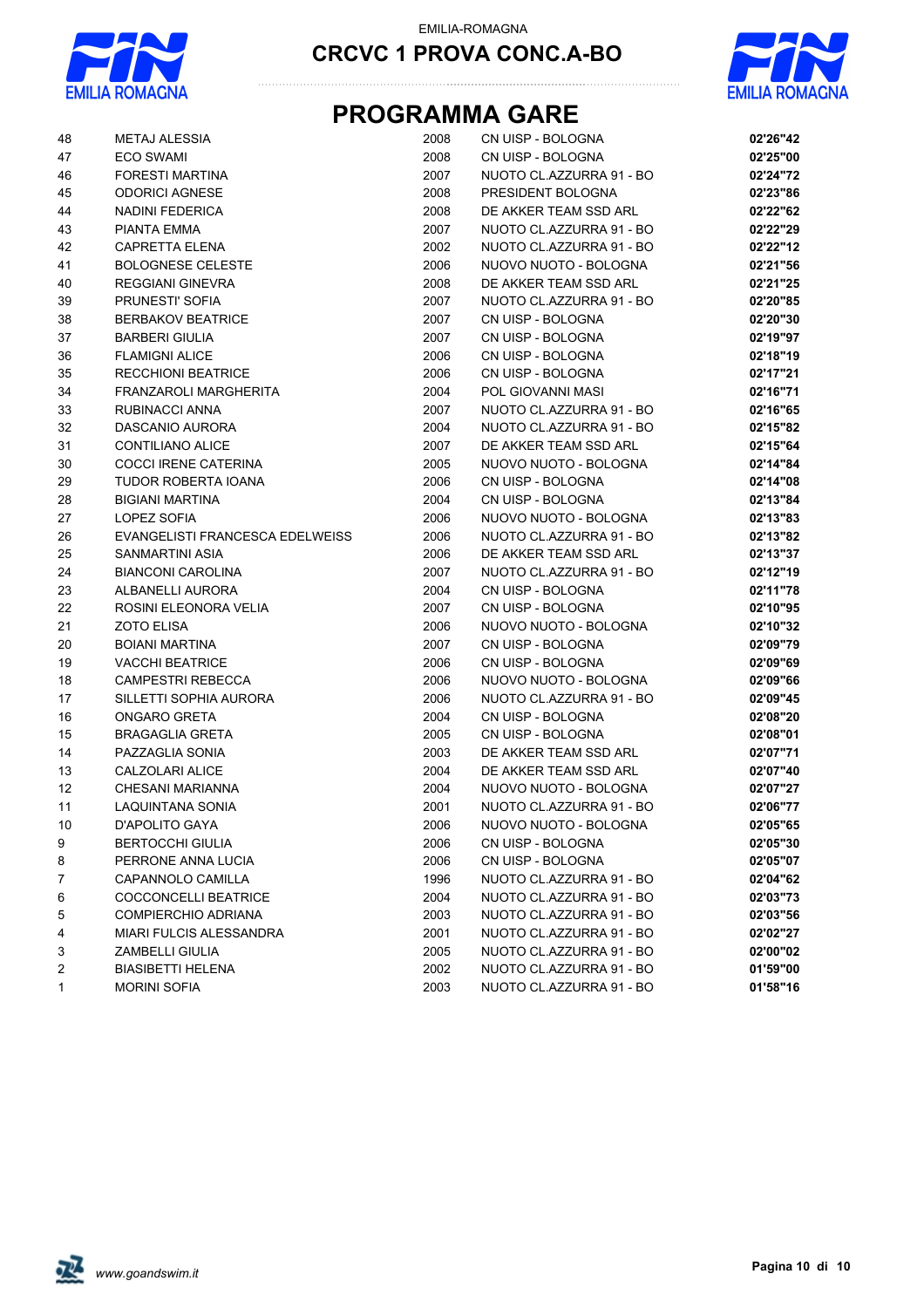EMILIA-ROMAGNA

## CRCVC 1 PROVA CONC.A-BO

# PROGRAMMA GARE

| | | | | |
|---|---|---|---|---|
| 48 | METAJ ALESSIA | 2008 | CN UISP - BOLOGNA | **02'26"42** |
| 47 | ECO SWAMI | 2008 | CN UISP - BOLOGNA | **02'25"00** |
| 46 | FORESTI MARTINA | 2007 | NUOTO CL.AZZURRA 91 - BO | **02'24"72** |
| 45 | ODORICI AGNESE | 2008 | PRESIDENT BOLOGNA | **02'23"86** |
| 44 | NADINI FEDERICA | 2008 | DE AKKER TEAM SSD ARL | **02'22"62** |
| 43 | PIANTA EMMA | 2007 | NUOTO CL.AZZURRA 91 - BO | **02'22"29** |
| 42 | CAPRETTA ELENA | 2002 | NUOTO CL.AZZURRA 91 - BO | **02'22"12** |
| 41 | BOLOGNESE CELESTE | 2006 | NUOVO NUOTO - BOLOGNA | **02'21"56** |
| 40 | REGGIANI GINEVRA | 2008 | DE AKKER TEAM SSD ARL | **02'21"25** |
| 39 | PRUNESTI' SOFIA | 2007 | NUOTO CL.AZZURRA 91 - BO | **02'20"85** |
| 38 | BERBAKOV BEATRICE | 2007 | CN UISP - BOLOGNA | **02'20"30** |
| 37 | BARBERI GIULIA | 2007 | CN UISP - BOLOGNA | **02'19"97** |
| 36 | FLAMIGNI ALICE | 2006 | CN UISP - BOLOGNA | **02'18"19** |
| 35 | RECCHIONI BEATRICE | 2006 | CN UISP - BOLOGNA | **02'17"21** |
| 34 | FRANZAROLI MARGHERITA | 2004 | POL GIOVANNI MASI | **02'16"71** |
| 33 | RUBINACCI ANNA | 2007 | NUOTO CL.AZZURRA 91 - BO | **02'16"65** |
| 32 | DASCANIO AURORA | 2004 | NUOTO CL.AZZURRA 91 - BO | **02'15"82** |
| 31 | CONTILIANO ALICE | 2007 | DE AKKER TEAM SSD ARL | **02'15"64** |
| 30 | COCCI IRENE CATERINA | 2005 | NUOVO NUOTO - BOLOGNA | **02'14"84** |
| 29 | TUDOR ROBERTA IOANA | 2006 | CN UISP - BOLOGNA | **02'14"08** |
| 28 | BIGIANI MARTINA | 2004 | CN UISP - BOLOGNA | **02'13"84** |
| 27 | LOPEZ SOFIA | 2006 | NUOVO NUOTO - BOLOGNA | **02'13"83** |
| 26 | EVANGELISTI FRANCESCA EDELWEISS | 2006 | NUOTO CL.AZZURRA 91 - BO | **02'13"82** |
| 25 | SANMARTINI ASIA | 2006 | DE AKKER TEAM SSD ARL | **02'13"37** |
| 24 | BIANCONI CAROLINA | 2007 | NUOTO CL.AZZURRA 91 - BO | **02'12"19** |
| 23 | ALBANELLI AURORA | 2004 | CN UISP - BOLOGNA | **02'11"78** |
| 22 | ROSINI ELEONORA VELIA | 2007 | CN UISP - BOLOGNA | **02'10"95** |
| 21 | ZOTO ELISA | 2006 | NUOVO NUOTO - BOLOGNA | **02'10"32** |
| 20 | BOIANI MARTINA | 2007 | CN UISP - BOLOGNA | **02'09"79** |
| 19 | VACCHI BEATRICE | 2006 | CN UISP - BOLOGNA | **02'09"69** |
| 18 | CAMPESTRI REBECCA | 2006 | NUOVO NUOTO - BOLOGNA | **02'09"66** |
| 17 | SILLETTI SOPHIA AURORA | 2006 | NUOTO CL.AZZURRA 91 - BO | **02'09"45** |
| 16 | ONGARO GRETA | 2004 | CN UISP - BOLOGNA | **02'08"20** |
| 15 | BRAGAGLIA GRETA | 2005 | CN UISP - BOLOGNA | **02'08"01** |
| 14 | PAZZAGLIA SONIA | 2003 | DE AKKER TEAM SSD ARL | **02'07"71** |
| 13 | CALZOLARI ALICE | 2004 | DE AKKER TEAM SSD ARL | **02'07"40** |
| 12 | CHESANI MARIANNA | 2004 | NUOVO NUOTO - BOLOGNA | **02'07"27** |
| 11 | LAQUINTANA SONIA | 2001 | NUOTO CL.AZZURRA 91 - BO | **02'06"77** |
| 10 | D'APOLITO GAYA | 2006 | NUOVO NUOTO - BOLOGNA | **02'05"65** |
| 9 | BERTOCCHI GIULIA | 2006 | CN UISP - BOLOGNA | **02'05"30** |
| 8 | PERRONE ANNA LUCIA | 2006 | CN UISP - BOLOGNA | **02'05"07** |
| 7 | CAPANNOLO CAMILLA | 1996 | NUOTO CL.AZZURRA 91 - BO | **02'04"62** |
| 6 | COCCONCELLI BEATRICE | 2004 | NUOTO CL.AZZURRA 91 - BO | **02'03"73** |
| 5 | COMPIERCHIO ADRIANA | 2003 | NUOTO CL.AZZURRA 91 - BO | **02'03"56** |
| 4 | MIARI FULCIS ALESSANDRA | 2001 | NUOTO CL.AZZURRA 91 - BO | **02'02"27** |
| 3 | ZAMBELLI GIULIA | 2005 | NUOTO CL.AZZURRA 91 - BO | **02'00"02** |
| 2 | BIASIBETTI HELENA | 2002 | NUOTO CL.AZZURRA 91 - BO | **01'59"00** |
| 1 | MORINI SOFIA | 2003 | NUOTO CL.AZZURRA 91 - BO | **01'58"16** |